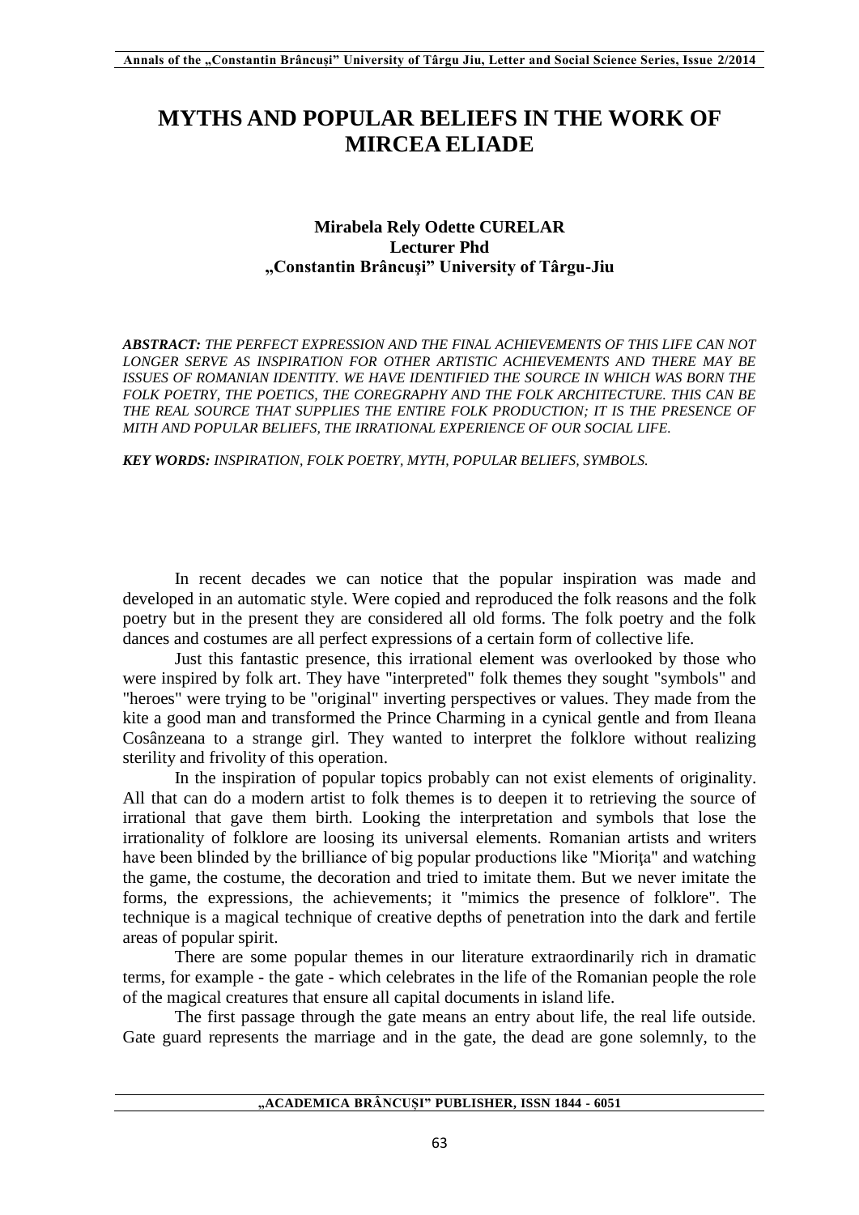# MYTHS AND POPULAR BELIEFS IN THE WORK OF MIRCEA ELIADE

**Mirabela Rely Odette CURELAR**
**Lecturer Phd**
**„Constantin Brâncuşi" University of Târgu-Jiu**

***ABSTRACT:*** *THE PERFECT EXPRESSION AND THE FINAL ACHIEVEMENTS OF THIS LIFE CAN NOT LONGER SERVE AS INSPIRATION FOR OTHER ARTISTIC ACHIEVEMENTS AND THERE MAY BE ISSUES OF ROMANIAN IDENTITY. WE HAVE IDENTIFIED THE SOURCE IN WHICH WAS BORN THE FOLK POETRY, THE POETICS, THE COREGRAPHY AND THE FOLK ARCHITECTURE. THIS CAN BE THE REAL SOURCE THAT SUPPLIES THE ENTIRE FOLK PRODUCTION; IT IS THE PRESENCE OF MITH AND POPULAR BELIEFS, THE IRRATIONAL EXPERIENCE OF OUR SOCIAL LIFE.*

***KEY WORDS:*** *INSPIRATION, FOLK POETRY, MYTH, POPULAR BELIEFS, SYMBOLS.*

In recent decades we can notice that the popular inspiration was made and developed in an automatic style. Were copied and reproduced the folk reasons and the folk poetry but in the present they are considered all old forms. The folk poetry and the folk dances and costumes are all perfect expressions of a certain form of collective life.

Just this fantastic presence, this irrational element was overlooked by those who were inspired by folk art. They have "interpreted" folk themes they sought "symbols" and "heroes" were trying to be "original" inverting perspectives or values. They made from the kite a good man and transformed the Prince Charming in a cynical gentle and from Ileana Cosânzeana to a strange girl. They wanted to interpret the folklore without realizing sterility and frivolity of this operation.

In the inspiration of popular topics probably can not exist elements of originality. All that can do a modern artist to folk themes is to deepen it to retrieving the source of irrational that gave them birth. Looking the interpretation and symbols that lose the irrationality of folklore are loosing its universal elements. Romanian artists and writers have been blinded by the brilliance of big popular productions like "Mioriţa" and watching the game, the costume, the decoration and tried to imitate them. But we never imitate the forms, the expressions, the achievements; it "mimics the presence of folklore". The technique is a magical technique of creative depths of penetration into the dark and fertile areas of popular spirit.

There are some popular themes in our literature extraordinarily rich in dramatic terms, for example - the gate - which celebrates in the life of the Romanian people the role of the magical creatures that ensure all capital documents in island life.

The first passage through the gate means an entry about life, the real life outside. Gate guard represents the marriage and in the gate, the dead are gone solemnly, to the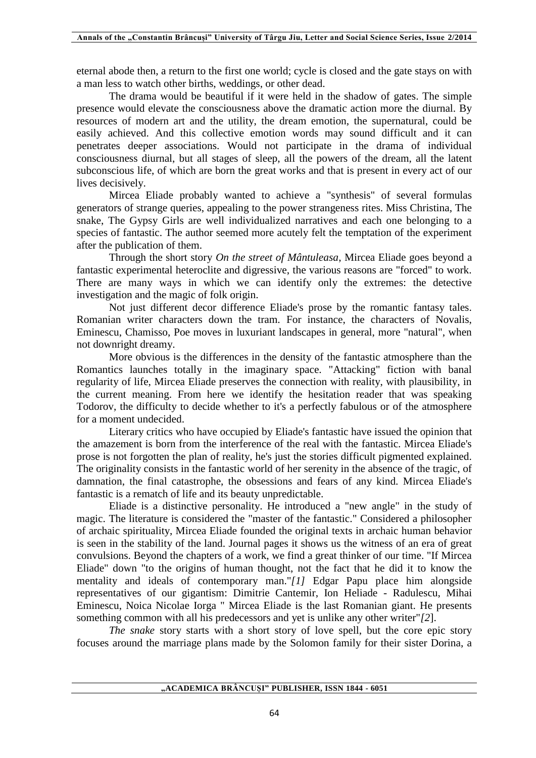eternal abode then, a return to the first one world; cycle is closed and the gate stays on with a man less to watch other births, weddings, or other dead.

The drama would be beautiful if it were held in the shadow of gates. The simple presence would elevate the consciousness above the dramatic action more the diurnal. By resources of modern art and the utility, the dream emotion, the supernatural, could be easily achieved. And this collective emotion words may sound difficult and it can penetrates deeper associations. Would not participate in the drama of individual consciousness diurnal, but all stages of sleep, all the powers of the dream, all the latent subconscious life, of which are born the great works and that is present in every act of our lives decisively.

Mircea Eliade probably wanted to achieve a "synthesis" of several formulas generators of strange queries, appealing to the power strangeness rites. Miss Christina, The snake, The Gypsy Girls are well individualized narratives and each one belonging to a species of fantastic. The author seemed more acutely felt the temptation of the experiment after the publication of them.

Through the short story *On the street of Mântuleasa*, Mircea Eliade goes beyond a fantastic experimental heteroclite and digressive, the various reasons are "forced" to work. There are many ways in which we can identify only the extremes: the detective investigation and the magic of folk origin.

Not just different decor difference Eliade's prose by the romantic fantasy tales. Romanian writer characters down the tram. For instance, the characters of Novalis, Eminescu, Chamisso, Poe moves in luxuriant landscapes in general, more "natural", when not downright dreamy.

More obvious is the differences in the density of the fantastic atmosphere than the Romantics launches totally in the imaginary space. "Attacking" fiction with banal regularity of life, Mircea Eliade preserves the connection with reality, with plausibility, in the current meaning. From here we identify the hesitation reader that was speaking Todorov, the difficulty to decide whether to it's a perfectly fabulous or of the atmosphere for a moment undecided.

Literary critics who have occupied by Eliade's fantastic have issued the opinion that the amazement is born from the interference of the real with the fantastic. Mircea Eliade's prose is not forgotten the plan of reality, he's just the stories difficult pigmented explained. The originality consists in the fantastic world of her serenity in the absence of the tragic, of damnation, the final catastrophe, the obsessions and fears of any kind. Mircea Eliade's fantastic is a rematch of life and its beauty unpredictable.

Eliade is a distinctive personality. He introduced a "new angle" in the study of magic. The literature is considered the "master of the fantastic." Considered a philosopher of archaic spirituality, Mircea Eliade founded the original texts in archaic human behavior is seen in the stability of the land. Journal pages it shows us the witness of an era of great convulsions. Beyond the chapters of a work, we find a great thinker of our time. "If Mircea Eliade" down "to the origins of human thought, not the fact that he did it to know the mentality and ideals of contemporary man."*[1]* Edgar Papu place him alongside representatives of our gigantism: Dimitrie Cantemir, Ion Heliade - Radulescu, Mihai Eminescu, Noica Nicolae Iorga " Mircea Eliade is the last Romanian giant. He presents something common with all his predecessors and yet is unlike any other writer"*[2]*.

*The snake* story starts with a short story of love spell, but the core epic story focuses around the marriage plans made by the Solomon family for their sister Dorina, a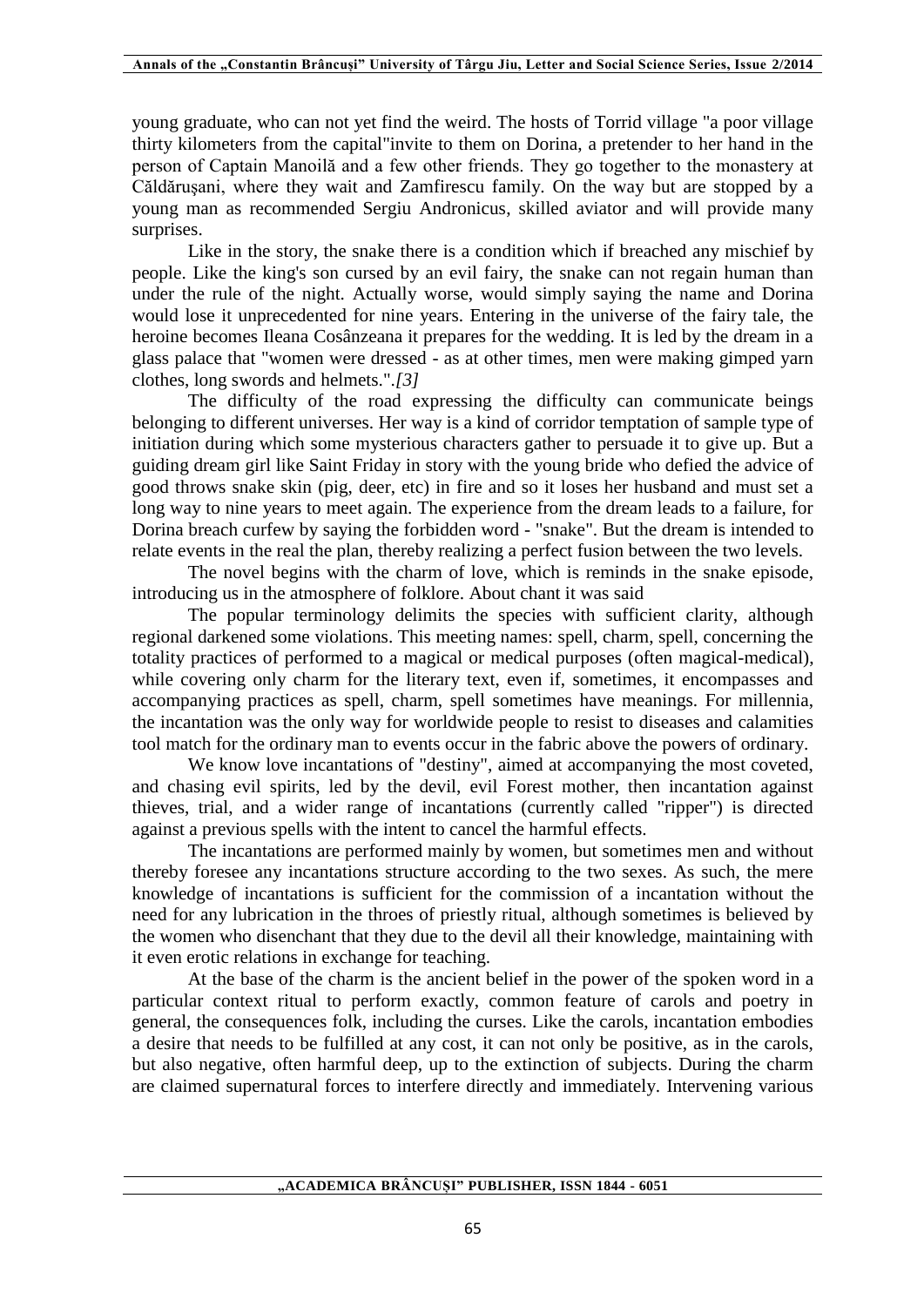young graduate, who can not yet find the weird. The hosts of Torrid village "a poor village thirty kilometers from the capital"invite to them on Dorina, a pretender to her hand in the person of Captain Manoilă and a few other friends. They go together to the monastery at Căldăruşani, where they wait and Zamfirescu family. On the way but are stopped by a young man as recommended Sergiu Andronicus, skilled aviator and will provide many surprises.

Like in the story, the snake there is a condition which if breached any mischief by people. Like the king's son cursed by an evil fairy, the snake can not regain human than under the rule of the night. Actually worse, would simply saying the name and Dorina would lose it unprecedented for nine years. Entering in the universe of the fairy tale, the heroine becomes Ileana Cosânzeana it prepares for the wedding. It is led by the dream in a glass palace that "women were dressed - as at other times, men were making gimped yarn clothes, long swords and helmets.".*[3]*

The difficulty of the road expressing the difficulty can communicate beings belonging to different universes. Her way is a kind of corridor temptation of sample type of initiation during which some mysterious characters gather to persuade it to give up. But a guiding dream girl like Saint Friday in story with the young bride who defied the advice of good throws snake skin (pig, deer, etc) in fire and so it loses her husband and must set a long way to nine years to meet again. The experience from the dream leads to a failure, for Dorina breach curfew by saying the forbidden word - "snake". But the dream is intended to relate events in the real the plan, thereby realizing a perfect fusion between the two levels.

The novel begins with the charm of love, which is reminds in the snake episode, introducing us in the atmosphere of folklore. About chant it was said

The popular terminology delimits the species with sufficient clarity, although regional darkened some violations. This meeting names: spell, charm, spell, concerning the totality practices of performed to a magical or medical purposes (often magical-medical), while covering only charm for the literary text, even if, sometimes, it encompasses and accompanying practices as spell, charm, spell sometimes have meanings. For millennia, the incantation was the only way for worldwide people to resist to diseases and calamities tool match for the ordinary man to events occur in the fabric above the powers of ordinary.

We know love incantations of "destiny", aimed at accompanying the most coveted, and chasing evil spirits, led by the devil, evil Forest mother, then incantation against thieves, trial, and a wider range of incantations (currently called "ripper") is directed against a previous spells with the intent to cancel the harmful effects.

The incantations are performed mainly by women, but sometimes men and without thereby foresee any incantations structure according to the two sexes. As such, the mere knowledge of incantations is sufficient for the commission of a incantation without the need for any lubrication in the throes of priestly ritual, although sometimes is believed by the women who disenchant that they due to the devil all their knowledge, maintaining with it even erotic relations in exchange for teaching.

At the base of the charm is the ancient belief in the power of the spoken word in a particular context ritual to perform exactly, common feature of carols and poetry in general, the consequences folk, including the curses. Like the carols, incantation embodies a desire that needs to be fulfilled at any cost, it can not only be positive, as in the carols, but also negative, often harmful deep, up to the extinction of subjects. During the charm are claimed supernatural forces to interfere directly and immediately. Intervening various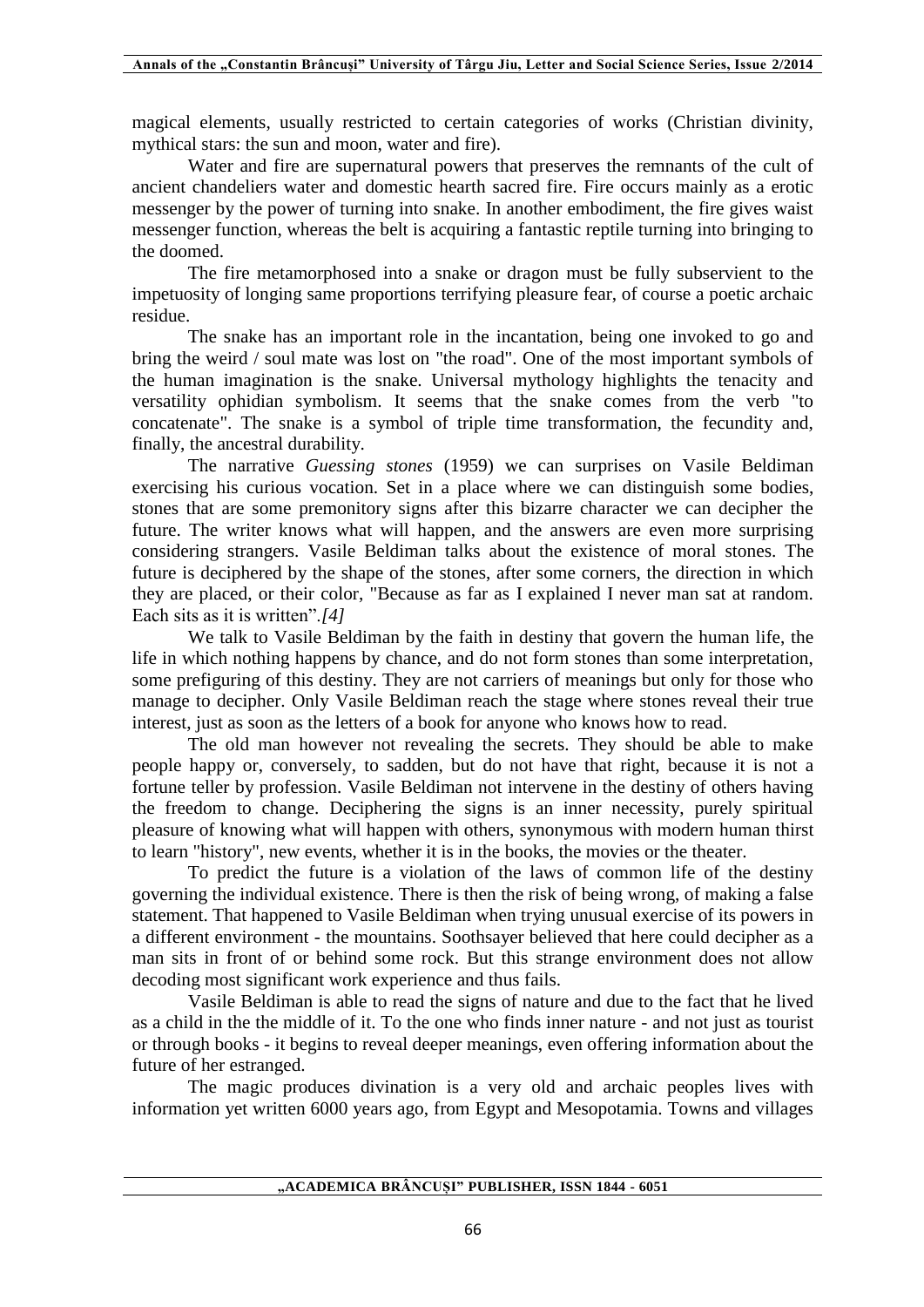magical elements, usually restricted to certain categories of works (Christian divinity, mythical stars: the sun and moon, water and fire).

Water and fire are supernatural powers that preserves the remnants of the cult of ancient chandeliers water and domestic hearth sacred fire. Fire occurs mainly as a erotic messenger by the power of turning into snake. In another embodiment, the fire gives waist messenger function, whereas the belt is acquiring a fantastic reptile turning into bringing to the doomed.

The fire metamorphosed into a snake or dragon must be fully subservient to the impetuosity of longing same proportions terrifying pleasure fear, of course a poetic archaic residue.

The snake has an important role in the incantation, being one invoked to go and bring the weird / soul mate was lost on "the road". One of the most important symbols of the human imagination is the snake. Universal mythology highlights the tenacity and versatility ophidian symbolism. It seems that the snake comes from the verb "to concatenate". The snake is a symbol of triple time transformation, the fecundity and, finally, the ancestral durability.

The narrative *Guessing stones* (1959) we can surprises on Vasile Beldiman exercising his curious vocation. Set in a place where we can distinguish some bodies, stones that are some premonitory signs after this bizarre character we can decipher the future. The writer knows what will happen, and the answers are even more surprising considering strangers. Vasile Beldiman talks about the existence of moral stones. The future is deciphered by the shape of the stones, after some corners, the direction in which they are placed, or their color, "Because as far as I explained I never man sat at random. Each sits as it is written".*[4]*

We talk to Vasile Beldiman by the faith in destiny that govern the human life, the life in which nothing happens by chance, and do not form stones than some interpretation, some prefiguring of this destiny. They are not carriers of meanings but only for those who manage to decipher. Only Vasile Beldiman reach the stage where stones reveal their true interest, just as soon as the letters of a book for anyone who knows how to read.

The old man however not revealing the secrets. They should be able to make people happy or, conversely, to sadden, but do not have that right, because it is not a fortune teller by profession. Vasile Beldiman not intervene in the destiny of others having the freedom to change. Deciphering the signs is an inner necessity, purely spiritual pleasure of knowing what will happen with others, synonymous with modern human thirst to learn "history", new events, whether it is in the books, the movies or the theater.

To predict the future is a violation of the laws of common life of the destiny governing the individual existence. There is then the risk of being wrong, of making a false statement. That happened to Vasile Beldiman when trying unusual exercise of its powers in a different environment - the mountains. Soothsayer believed that here could decipher as a man sits in front of or behind some rock. But this strange environment does not allow decoding most significant work experience and thus fails.

Vasile Beldiman is able to read the signs of nature and due to the fact that he lived as a child in the the middle of it. To the one who finds inner nature - and not just as tourist or through books - it begins to reveal deeper meanings, even offering information about the future of her estranged.

The magic produces divination is a very old and archaic peoples lives with information yet written 6000 years ago, from Egypt and Mesopotamia. Towns and villages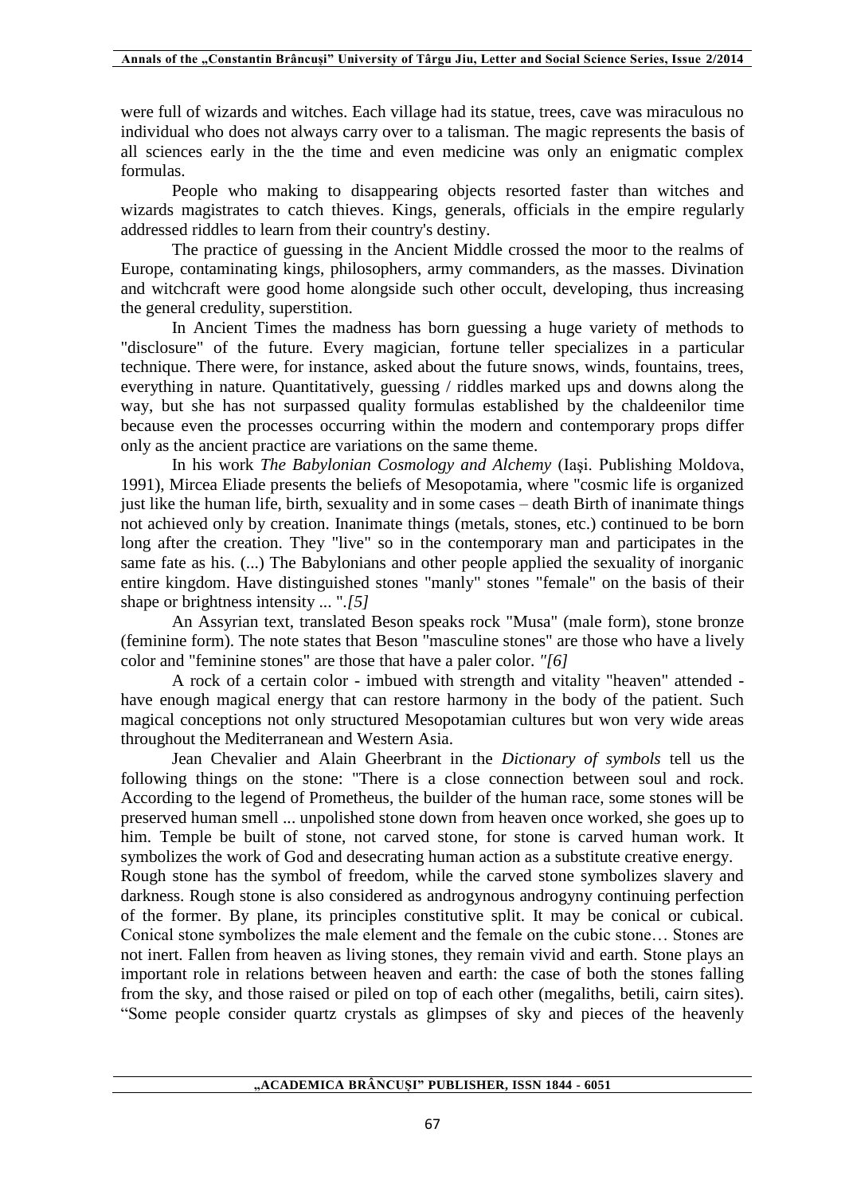were full of wizards and witches. Each village had its statue, trees, cave was miraculous no individual who does not always carry over to a talisman. The magic represents the basis of all sciences early in the the time and even medicine was only an enigmatic complex formulas.

People who making to disappearing objects resorted faster than witches and wizards magistrates to catch thieves. Kings, generals, officials in the empire regularly addressed riddles to learn from their country's destiny.

The practice of guessing in the Ancient Middle crossed the moor to the realms of Europe, contaminating kings, philosophers, army commanders, as the masses. Divination and witchcraft were good home alongside such other occult, developing, thus increasing the general credulity, superstition.

In Ancient Times the madness has born guessing a huge variety of methods to "disclosure" of the future. Every magician, fortune teller specializes in a particular technique. There were, for instance, asked about the future snows, winds, fountains, trees, everything in nature. Quantitatively, guessing / riddles marked ups and downs along the way, but she has not surpassed quality formulas established by the chaldeenilor time because even the processes occurring within the modern and contemporary props differ only as the ancient practice are variations on the same theme.

In his work *The Babylonian Cosmology and Alchemy* (Iași. Publishing Moldova, 1991), Mircea Eliade presents the beliefs of Mesopotamia, where "cosmic life is organized just like the human life, birth, sexuality and in some cases – death Birth of inanimate things not achieved only by creation. Inanimate things (metals, stones, etc.) continued to be born long after the creation. They "live" so in the contemporary man and participates in the same fate as his. (...) The Babylonians and other people applied the sexuality of inorganic entire kingdom. Have distinguished stones "manly" stones "female" on the basis of their shape or brightness intensity ... ".*[5]*

An Assyrian text, translated Beson speaks rock "Musa" (male form), stone bronze (feminine form). The note states that Beson "masculine stones" are those who have a lively color and "feminine stones" are those that have a paler color. *"[6]*

A rock of a certain color - imbued with strength and vitality "heaven" attended - have enough magical energy that can restore harmony in the body of the patient. Such magical conceptions not only structured Mesopotamian cultures but won very wide areas throughout the Mediterranean and Western Asia.

Jean Chevalier and Alain Gheerbrant in the *Dictionary of symbols* tell us the following things on the stone: "There is a close connection between soul and rock. According to the legend of Prometheus, the builder of the human race, some stones will be preserved human smell ... unpolished stone down from heaven once worked, she goes up to him. Temple be built of stone, not carved stone, for stone is carved human work. It symbolizes the work of God and desecrating human action as a substitute creative energy.
Rough stone has the symbol of freedom, while the carved stone symbolizes slavery and darkness. Rough stone is also considered as androgynous androgyny continuing perfection of the former. By plane, its principles constitutive split. It may be conical or cubical. Conical stone symbolizes the male element and the female on the cubic stone… Stones are not inert. Fallen from heaven as living stones, they remain vivid and earth. Stone plays an important role in relations between heaven and earth: the case of both the stones falling from the sky, and those raised or piled on top of each other (megaliths, betili, cairn sites). "Some people consider quartz crystals as glimpses of sky and pieces of the heavenly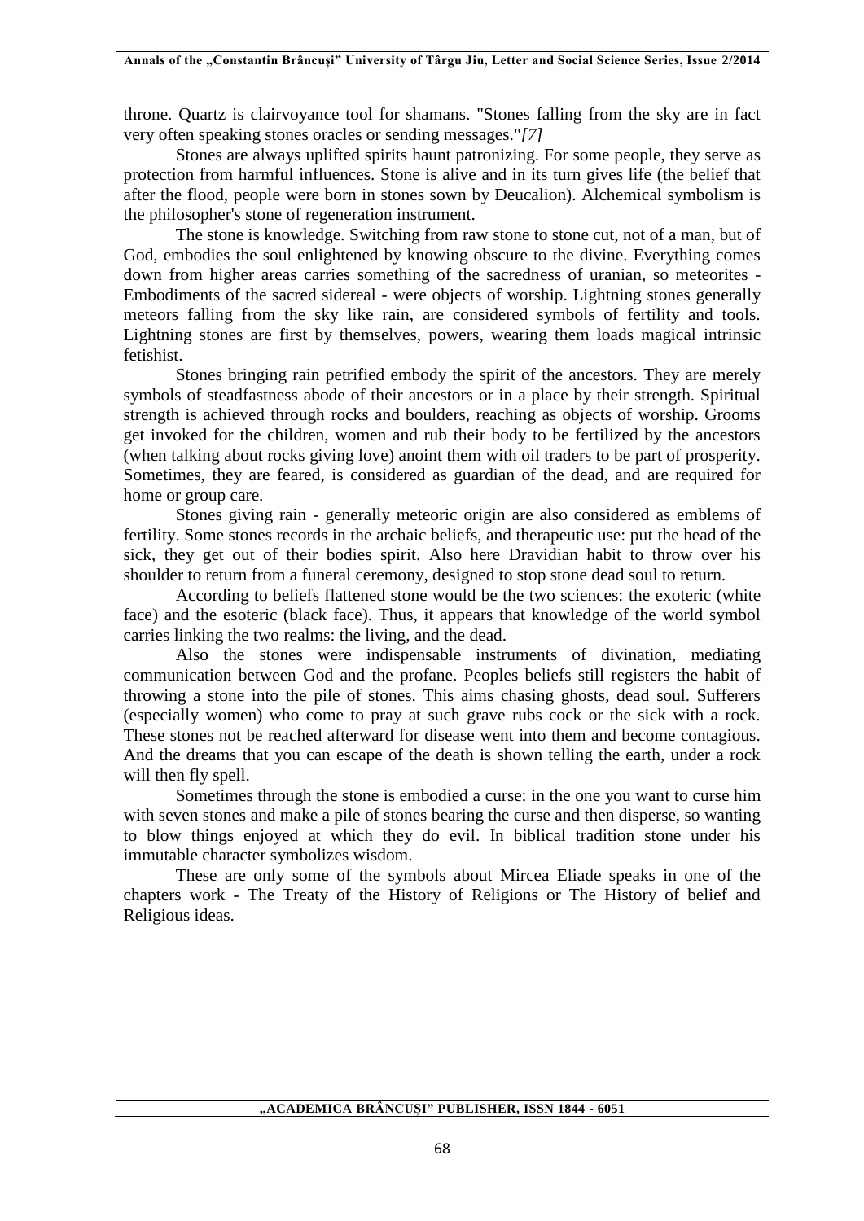throne. Quartz is clairvoyance tool for shamans. "Stones falling from the sky are in fact very often speaking stones oracles or sending messages."*[7]*

Stones are always uplifted spirits haunt patronizing. For some people, they serve as protection from harmful influences. Stone is alive and in its turn gives life (the belief that after the flood, people were born in stones sown by Deucalion). Alchemical symbolism is the philosopher's stone of regeneration instrument.

The stone is knowledge. Switching from raw stone to stone cut, not of a man, but of God, embodies the soul enlightened by knowing obscure to the divine. Everything comes down from higher areas carries something of the sacredness of uranian, so meteorites - Embodiments of the sacred sidereal - were objects of worship. Lightning stones generally meteors falling from the sky like rain, are considered symbols of fertility and tools. Lightning stones are first by themselves, powers, wearing them loads magical intrinsic fetishist.

Stones bringing rain petrified embody the spirit of the ancestors. They are merely symbols of steadfastness abode of their ancestors or in a place by their strength. Spiritual strength is achieved through rocks and boulders, reaching as objects of worship. Grooms get invoked for the children, women and rub their body to be fertilized by the ancestors (when talking about rocks giving love) anoint them with oil traders to be part of prosperity. Sometimes, they are feared, is considered as guardian of the dead, and are required for home or group care.

Stones giving rain - generally meteoric origin are also considered as emblems of fertility. Some stones records in the archaic beliefs, and therapeutic use: put the head of the sick, they get out of their bodies spirit. Also here Dravidian habit to throw over his shoulder to return from a funeral ceremony, designed to stop stone dead soul to return.

According to beliefs flattened stone would be the two sciences: the exoteric (white face) and the esoteric (black face). Thus, it appears that knowledge of the world symbol carries linking the two realms: the living, and the dead.

Also the stones were indispensable instruments of divination, mediating communication between God and the profane. Peoples beliefs still registers the habit of throwing a stone into the pile of stones. This aims chasing ghosts, dead soul. Sufferers (especially women) who come to pray at such grave rubs cock or the sick with a rock. These stones not be reached afterward for disease went into them and become contagious. And the dreams that you can escape of the death is shown telling the earth, under a rock will then fly spell.

Sometimes through the stone is embodied a curse: in the one you want to curse him with seven stones and make a pile of stones bearing the curse and then disperse, so wanting to blow things enjoyed at which they do evil. In biblical tradition stone under his immutable character symbolizes wisdom.

These are only some of the symbols about Mircea Eliade speaks in one of the chapters work - The Treaty of the History of Religions or The History of belief and Religious ideas.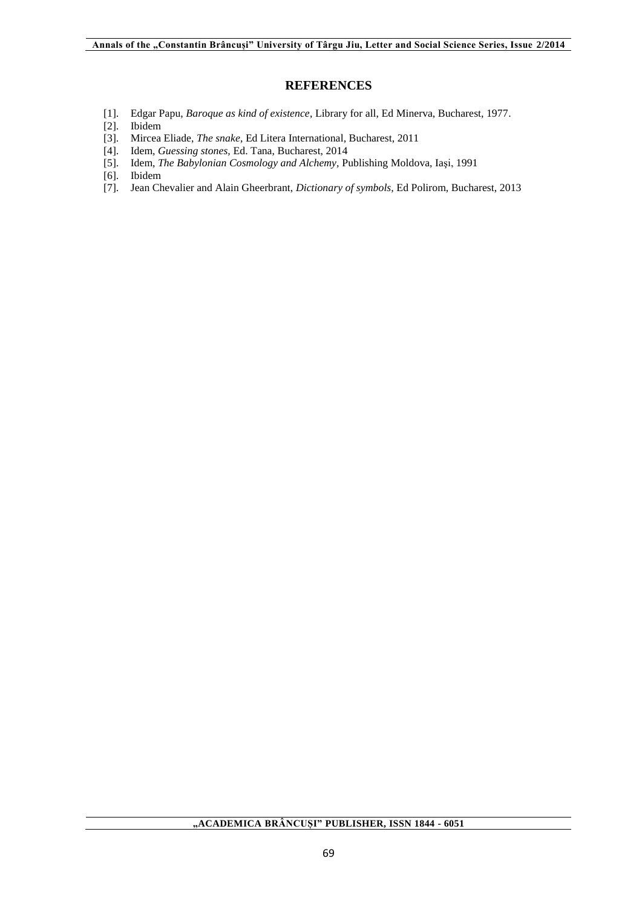## REFERENCES

[1]. Edgar Papu, *Baroque as kind of existence*, Library for all, Ed Minerva, Bucharest, 1977.
[2]. Ibidem
[3]. Mircea Eliade, *The snake*, Ed Litera International, Bucharest, 2011
[4]. Idem, *Guessing stones*, Ed. Tana, Bucharest, 2014
[5]. Idem, *The Babylonian Cosmology and Alchemy*, Publishing Moldova, Iaşi, 1991
[6]. Ibidem
[7]. Jean Chevalier and Alain Gheerbrant, *Dictionary of symbols*, Ed Polirom, Bucharest, 2013